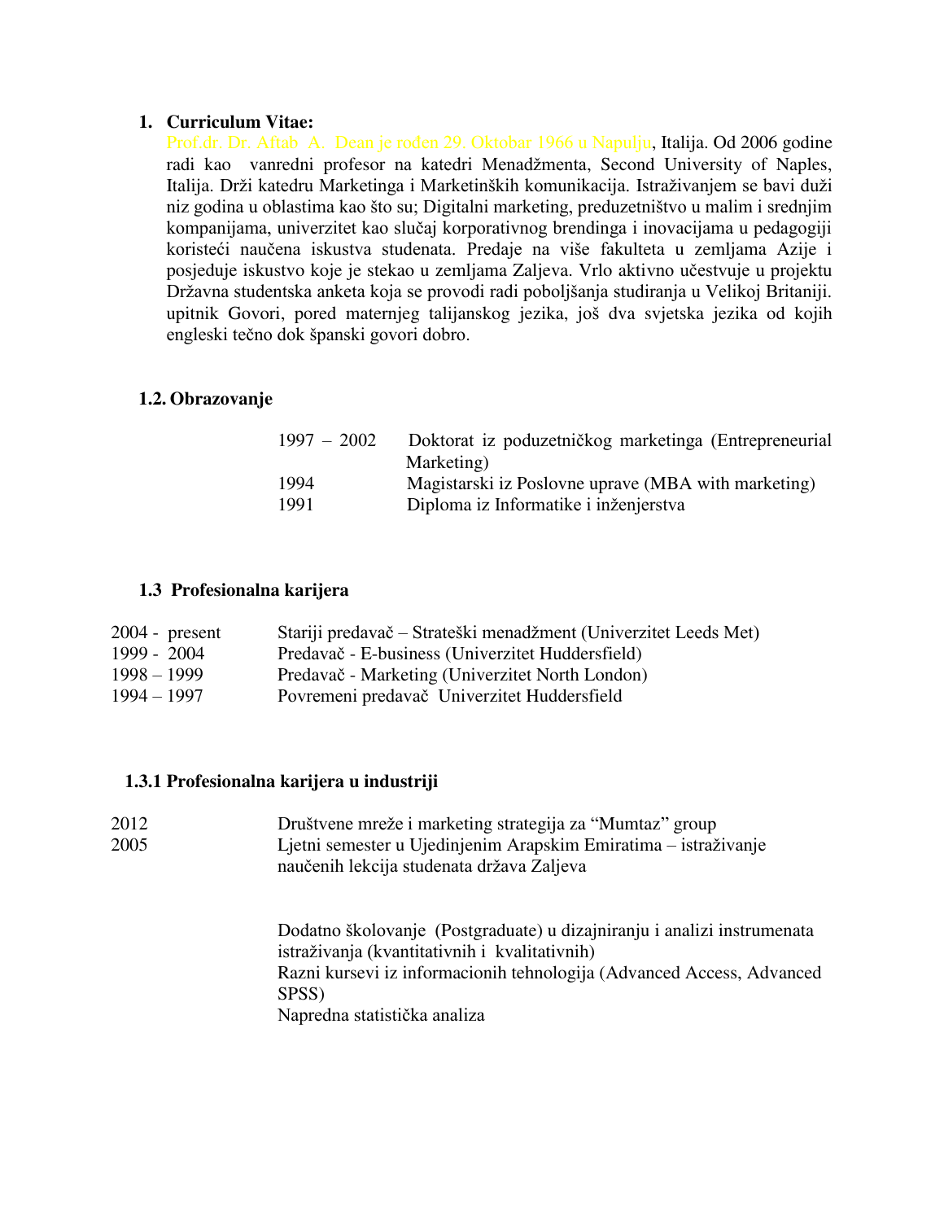1. **Curriculum Vitae:**

Prof.dr. Dr. Aftab A. Dean je rođen 29. Oktobar 1966 u Napulju, Italija. Od 2006 godine radi kao vanredni profesor na katedri Menadžmenta, Second University of Naples, Italija. Drži katedru Marketinga i Marketinških komunikacija. Istraživanjem se bavi duži niz godina u oblastima kao što su; Digitalni marketing, preduzetništvo u malim i srednjim kompanijama, univerzitet kao slučaj korporativnog brendinga i inovacijama u pedagogiji koristeći naučena iskustva studenata. Predaje na više fakulteta u zemljama Azije i posjeduje iskustvo koje je stekao u zemljama Zaljeva. Vrlo aktivno učestvuje u projektu Državna studentska anketa koja se provodi radi poboljšanja studiranja u Velikoj Britaniji. upitnik Govori, pored maternjeg talijanskog jezika, još dva svjetska jezika od kojih engleski tečno dok španski govori dobro.

## 1.2. Obrazovanje

| | |
|---|---|
| 1997 – 2002 | Doktorat iz poduzetničkog marketinga (Entrepreneurial Marketing) |
| 1994 | Magistarski iz Poslovne uprave (MBA with marketing) |
| 1991 | Diploma iz Informatike i inženjerstva |

## 1.3 Profesionalna karijera

| | |
|---|---|
| 2004 - present | Stariji predavač – Strateški menadžment (Univerzitet Leeds Met) |
| 1999 - 2004 | Predavač - E-business (Univerzitet Huddersfield) |
| 1998 – 1999 | Predavač - Marketing (Univerzitet North London) |
| 1994 – 1997 | Povremeni predavač Univerzitet Huddersfield |

### 1.3.1 Profesionalna karijera u industriji

| | |
|---|---|
| 2012 | Društvene mreže i marketing strategija za "Mumtaz" group |
| 2005 | Ljetni semester u Ujedinjenim Arapskim Emiratima – istraživanje naučenih lekcija studenata država Zaljeva |

Dodatno školovanje (Postgraduate) u dizajniranju i analizi instrumenata istraživanja (kvantitativnih i kvalitativnih)

Razni kursevi iz informacionih tehnologija (Advanced Access, Advanced SPSS)

Napredna statistička analiza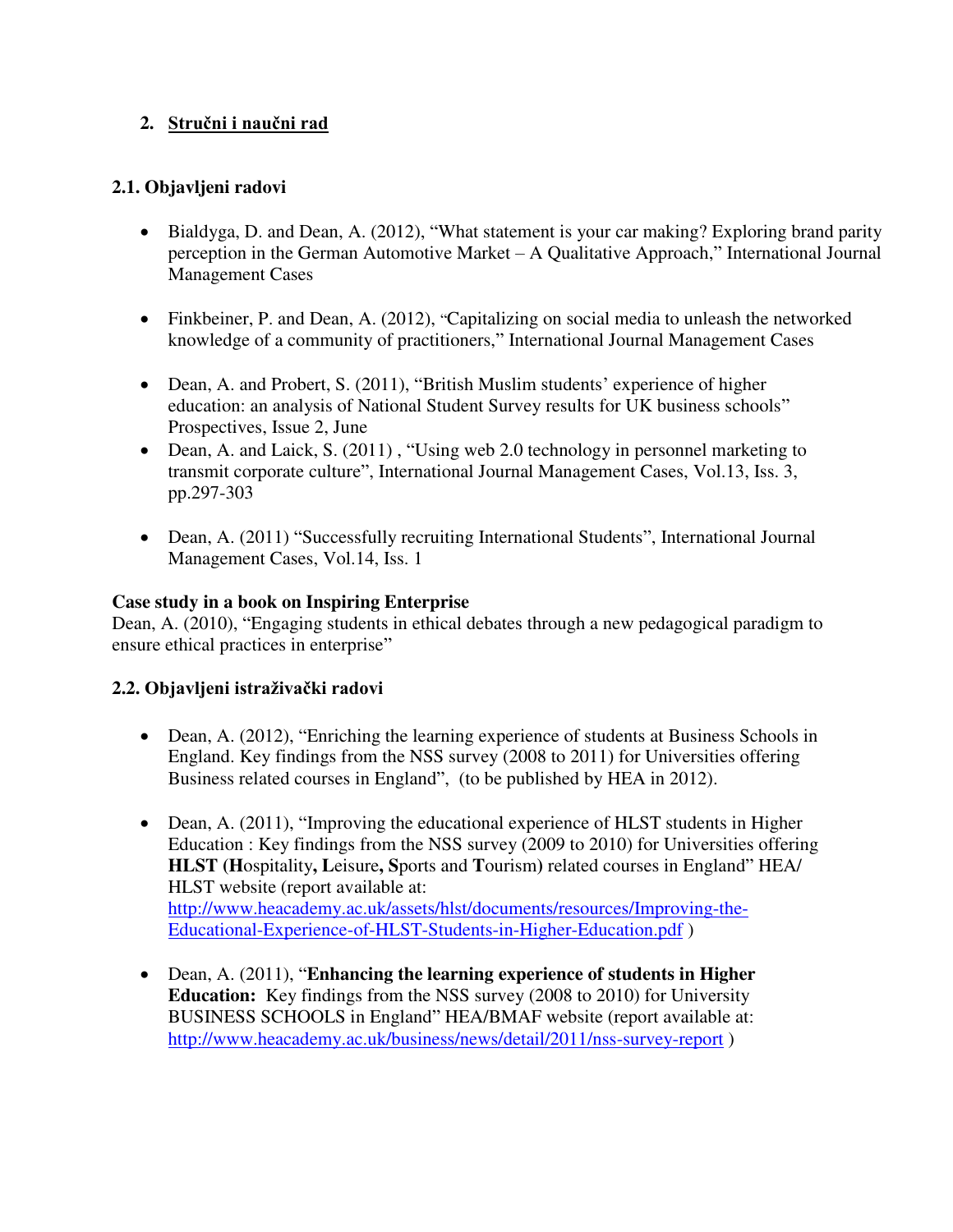## 2. Stručni i naučni rad

### 2.1. Objavljeni radovi

- Bialdyga, D. and Dean, A. (2012), "What statement is your car making? Exploring brand parity perception in the German Automotive Market – A Qualitative Approach," International Journal Management Cases

- Finkbeiner, P. and Dean, A. (2012), "Capitalizing on social media to unleash the networked knowledge of a community of practitioners," International Journal Management Cases

- Dean, A. and Probert, S. (2011), "British Muslim students' experience of higher education: an analysis of National Student Survey results for UK business schools" Prospectives, Issue 2, June
- Dean, A. and Laick, S. (2011) , "Using web 2.0 technology in personnel marketing to transmit corporate culture", International Journal Management Cases, Vol.13, Iss. 3, pp.297-303

- Dean, A. (2011) "Successfully recruiting International Students", International Journal Management Cases, Vol.14, Iss. 1

**Case study in a book on Inspiring Enterprise**
Dean, A. (2010), "Engaging students in ethical debates through a new pedagogical paradigm to ensure ethical practices in enterprise"

### 2.2. Objavljeni istraživački radovi

- Dean, A. (2012), "Enriching the learning experience of students at Business Schools in England. Key findings from the NSS survey (2008 to 2011) for Universities offering Business related courses in England", (to be published by HEA in 2012).

- Dean, A. (2011), "Improving the educational experience of HLST students in Higher Education : Key findings from the NSS survey (2009 to 2010) for Universities offering **HLST** (**H**ospitality**, L**eisure**, S**ports and **T**ourism) related courses in England" HEA/ HLST website (report available at: http://www.heacademy.ac.uk/assets/hlst/documents/resources/Improving-the-Educational-Experience-of-HLST-Students-in-Higher-Education.pdf )

- Dean, A. (2011), "**Enhancing the learning experience of students in Higher Education:** Key findings from the NSS survey (2008 to 2010) for University BUSINESS SCHOOLS in England" HEA/BMAF website (report available at: http://www.heacademy.ac.uk/business/news/detail/2011/nss-survey-report )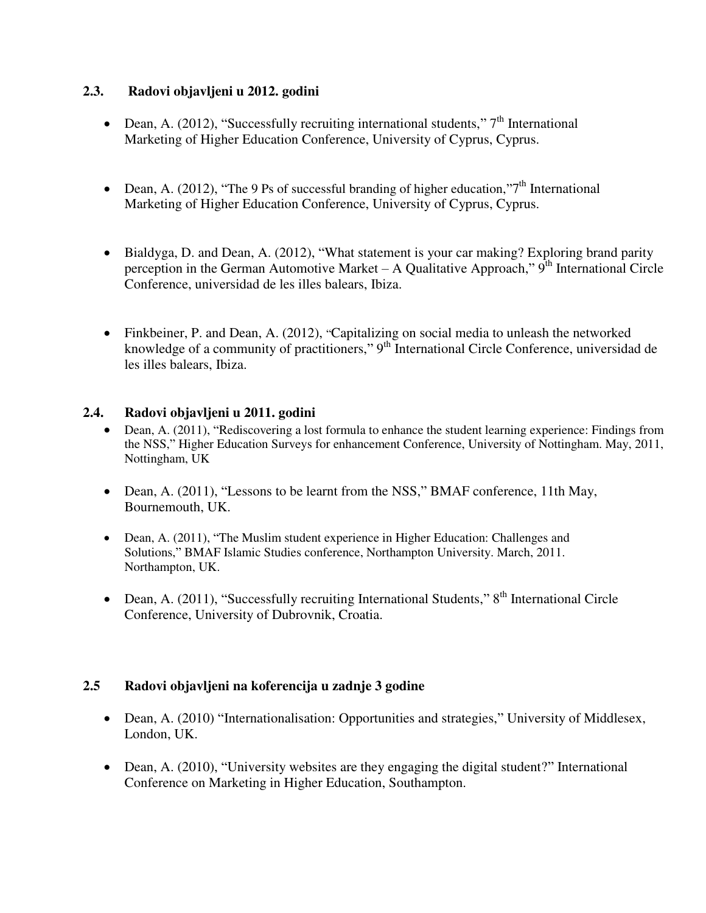### 2.3. Radovi objavljeni u 2012. godini

- Dean, A. (2012), “Successfully recruiting international students,” 7th International Marketing of Higher Education Conference, University of Cyprus, Cyprus.

- Dean, A. (2012), “The 9 Ps of successful branding of higher education,”7th International Marketing of Higher Education Conference, University of Cyprus, Cyprus.

- Bialdyga, D. and Dean, A. (2012), “What statement is your car making? Exploring brand parity perception in the German Automotive Market – A Qualitative Approach,” 9th International Circle Conference, universidad de les illes balears, Ibiza.

- Finkbeiner, P. and Dean, A. (2012), “Capitalizing on social media to unleash the networked knowledge of a community of practitioners,” 9th International Circle Conference, universidad de les illes balears, Ibiza.

### 2.4. Radovi objavljeni u 2011. godini

- Dean, A. (2011), “Rediscovering a lost formula to enhance the student learning experience: Findings from the NSS,” Higher Education Surveys for enhancement Conference, University of Nottingham. May, 2011, Nottingham, UK

- Dean, A. (2011), “Lessons to be learnt from the NSS,” BMAF conference, 11th May, Bournemouth, UK.

- Dean, A. (2011), “The Muslim student experience in Higher Education: Challenges and Solutions,” BMAF Islamic Studies conference, Northampton University. March, 2011. Northampton, UK.

- Dean, A. (2011), “Successfully recruiting International Students,” 8th International Circle Conference, University of Dubrovnik, Croatia.

### 2.5 Radovi objavljeni na koferencija u zadnje 3 godine

- Dean, A. (2010) “Internationalisation: Opportunities and strategies,” University of Middlesex, London, UK.

- Dean, A. (2010), “University websites are they engaging the digital student?” International Conference on Marketing in Higher Education, Southampton.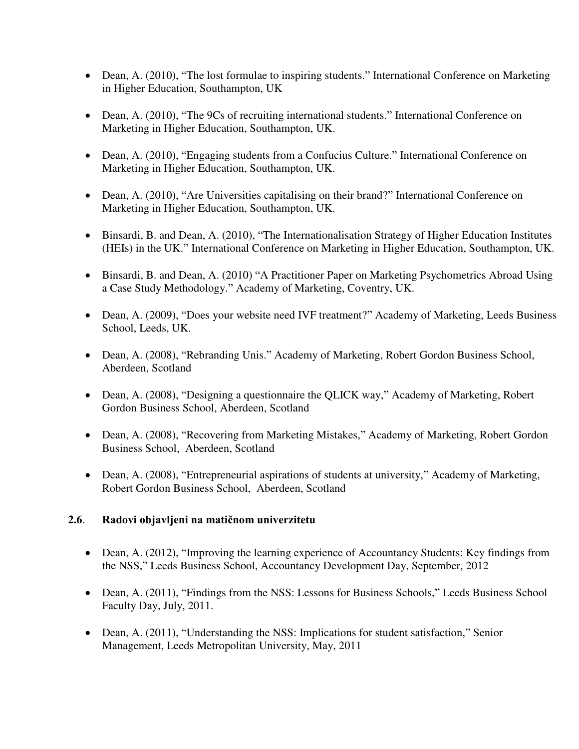- Dean, A. (2010), “The lost formulae to inspiring students.” International Conference on Marketing in Higher Education, Southampton, UK

- Dean, A. (2010), “The 9Cs of recruiting international students.” International Conference on Marketing in Higher Education, Southampton, UK.

- Dean, A. (2010), “Engaging students from a Confucius Culture.” International Conference on Marketing in Higher Education, Southampton, UK.

- Dean, A. (2010), “Are Universities capitalising on their brand?” International Conference on Marketing in Higher Education, Southampton, UK.

- Binsardi, B. and Dean, A. (2010), “The Internationalisation Strategy of Higher Education Institutes (HEIs) in the UK.” International Conference on Marketing in Higher Education, Southampton, UK.

- Binsardi, B. and Dean, A. (2010) “A Practitioner Paper on Marketing Psychometrics Abroad Using a Case Study Methodology.” Academy of Marketing, Coventry, UK.

- Dean, A. (2009), “Does your website need IVF treatment?” Academy of Marketing, Leeds Business School, Leeds, UK.

- Dean, A. (2008), “Rebranding Unis.” Academy of Marketing, Robert Gordon Business School, Aberdeen, Scotland

- Dean, A. (2008), “Designing a questionnaire the QLICK way,” Academy of Marketing, Robert Gordon Business School, Aberdeen, Scotland

- Dean, A. (2008), “Recovering from Marketing Mistakes,” Academy of Marketing, Robert Gordon Business School, Aberdeen, Scotland

- Dean, A. (2008), “Entrepreneurial aspirations of students at university,” Academy of Marketing, Robert Gordon Business School, Aberdeen, Scotland

### 2.6. Radovi objavljeni na matičnom univerzitetu

- Dean, A. (2012), “Improving the learning experience of Accountancy Students: Key findings from the NSS,” Leeds Business School, Accountancy Development Day, September, 2012

- Dean, A. (2011), “Findings from the NSS: Lessons for Business Schools,” Leeds Business School Faculty Day, July, 2011.

- Dean, A. (2011), “Understanding the NSS: Implications for student satisfaction,” Senior Management, Leeds Metropolitan University, May, 2011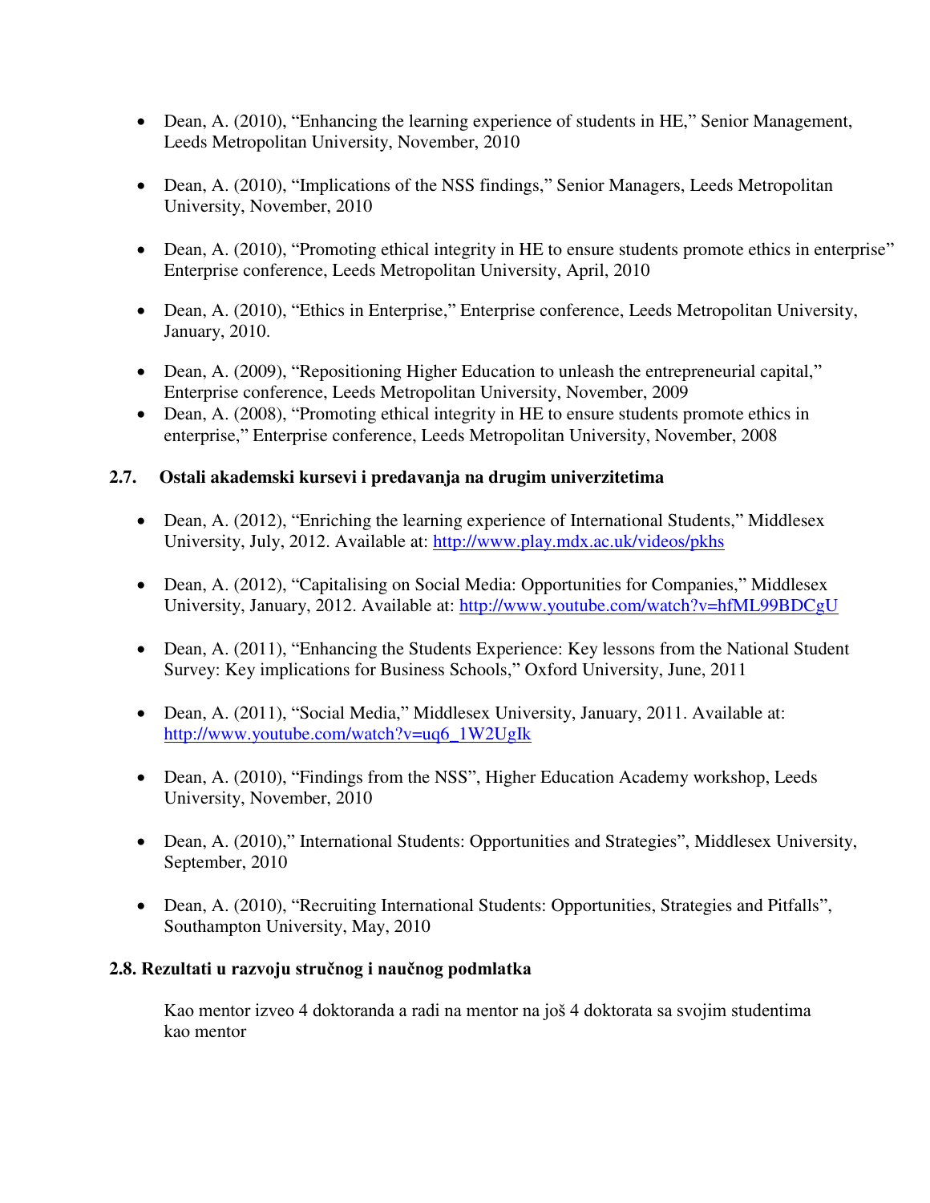- Dean, A. (2010), "Enhancing the learning experience of students in HE," Senior Management, Leeds Metropolitan University, November, 2010

- Dean, A. (2010), "Implications of the NSS findings," Senior Managers, Leeds Metropolitan University, November, 2010

- Dean, A. (2010), "Promoting ethical integrity in HE to ensure students promote ethics in enterprise" Enterprise conference, Leeds Metropolitan University, April, 2010

- Dean, A. (2010), "Ethics in Enterprise," Enterprise conference, Leeds Metropolitan University, January, 2010.

- Dean, A. (2009), "Repositioning Higher Education to unleash the entrepreneurial capital," Enterprise conference, Leeds Metropolitan University, November, 2009
- Dean, A. (2008), "Promoting ethical integrity in HE to ensure students promote ethics in enterprise," Enterprise conference, Leeds Metropolitan University, November, 2008

### 2.7. Ostali akademski kursevi i predavanja na drugim univerzitetima

- Dean, A. (2012), "Enriching the learning experience of International Students," Middlesex University, July, 2012. Available at: http://www.play.mdx.ac.uk/videos/pkhs

- Dean, A. (2012), "Capitalising on Social Media: Opportunities for Companies," Middlesex University, January, 2012. Available at: http://www.youtube.com/watch?v=hfML99BDCgU

- Dean, A. (2011), "Enhancing the Students Experience: Key lessons from the National Student Survey: Key implications for Business Schools," Oxford University, June, 2011

- Dean, A. (2011), "Social Media," Middlesex University, January, 2011. Available at: http://www.youtube.com/watch?v=uq6_1W2UgIk

- Dean, A. (2010), "Findings from the NSS", Higher Education Academy workshop, Leeds University, November, 2010

- Dean, A. (2010)," International Students: Opportunities and Strategies", Middlesex University, September, 2010

- Dean, A. (2010), "Recruiting International Students: Opportunities, Strategies and Pitfalls", Southampton University, May, 2010

### 2.8. Rezultati u razvoju stručnog i naučnog podmlatka

Kao mentor izveo 4 doktoranda a radi na mentor na još 4 doktorata sa svojim studentima kao mentor